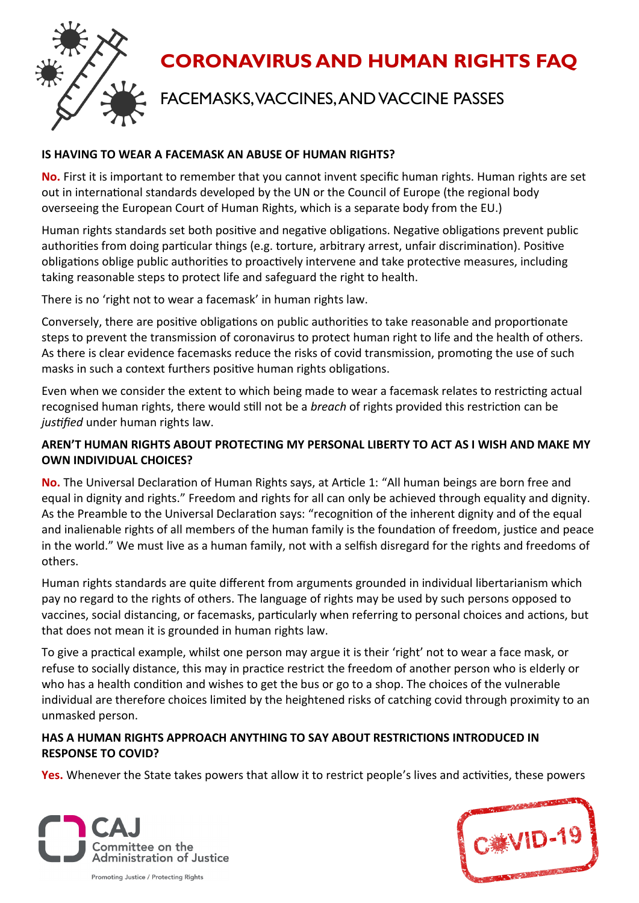# CORONAVIRUS AND HUMAN RIGHTS FAQ

## FACEMASKS, VACCINES, AND VACCINE PASSES

**IS HAVING TO WEAR A FACEMASK AN ABUSE OF HUMAN RIGHTS?**

**No.** First it is important to remember that you cannot invent specific human rights. Human rights are set out in international standards developed by the UN or the Council of Europe (the regional body overseeing the European Court of Human Rights, which is a separate body from the EU.)

Human rights standards set both positive and negative obligations. Negative obligations prevent public authorities from doing particular things (e.g. torture, arbitrary arrest, unfair discrimination). Positive obligations oblige public authorities to proactively intervene and take protective measures, including taking reasonable steps to protect life and safeguard the right to health.

There is no 'right not to wear a facemask' in human rights law.

Conversely, there are positive obligations on public authorities to take reasonable and proportionate steps to prevent the transmission of coronavirus to protect human right to life and the health of others. As there is clear evidence facemasks reduce the risks of covid transmission, promoting the use of such masks in such a context furthers positive human rights obligations.

Even when we consider the extent to which being made to wear a facemask relates to restricting actual recognised human rights, there would still not be a *breach* of rights provided this restriction can be *justified* under human rights law.

**AREN'T HUMAN RIGHTS ABOUT PROTECTING MY PERSONAL LIBERTY TO ACT AS I WISH AND MAKE MY OWN INDIVIDUAL CHOICES?**

**No.** The Universal Declaration of Human Rights says, at Article 1: "All human beings are born free and equal in dignity and rights." Freedom and rights for all can only be achieved through equality and dignity. As the Preamble to the Universal Declaration says: "recognition of the inherent dignity and of the equal and inalienable rights of all members of the human family is the foundation of freedom, justice and peace in the world." We must live as a human family, not with a selfish disregard for the rights and freedoms of others.

Human rights standards are quite different from arguments grounded in individual libertarianism which pay no regard to the rights of others. The language of rights may be used by such persons opposed to vaccines, social distancing, or facemasks, particularly when referring to personal choices and actions, but that does not mean it is grounded in human rights law.

To give a practical example, whilst one person may argue it is their 'right' not to wear a face mask, or refuse to socially distance, this may in practice restrict the freedom of another person who is elderly or who has a health condition and wishes to get the bus or go to a shop. The choices of the vulnerable individual are therefore choices limited by the heightened risks of catching covid through proximity to an unmasked person.

**HAS A HUMAN RIGHTS APPROACH ANYTHING TO SAY ABOUT RESTRICTIONS INTRODUCED IN RESPONSE TO COVID?**

**Yes.** Whenever the State takes powers that allow it to restrict people's lives and activities, these powers

CAJ Committee on the Administration of Justice

Promoting Justice / Protecting Rights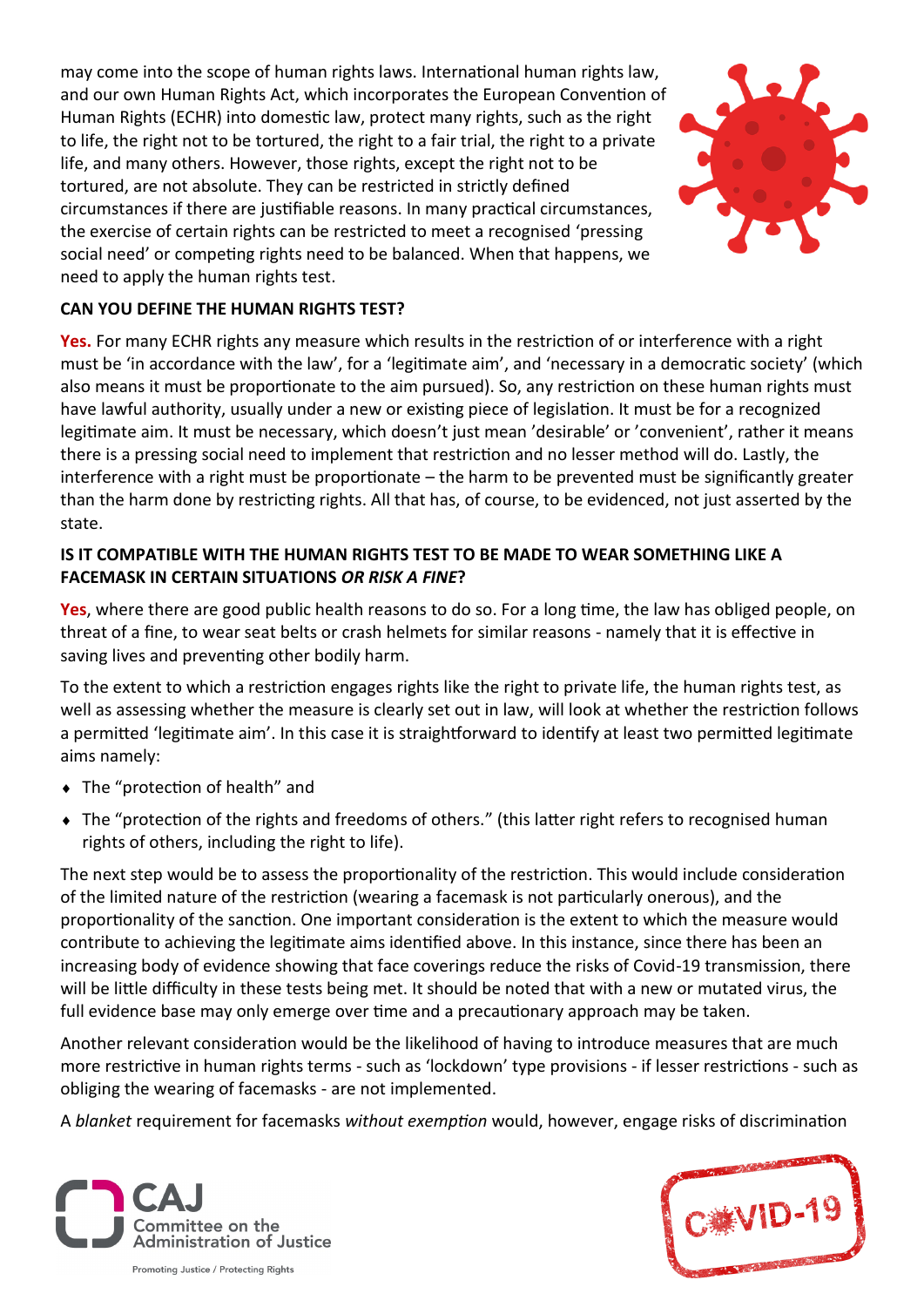may come into the scope of human rights laws. International human rights law, and our own Human Rights Act, which incorporates the European Convention of Human Rights (ECHR) into domestic law, protect many rights, such as the right to life, the right not to be tortured, the right to a fair trial, the right to a private life, and many others. However, those rights, except the right not to be tortured, are not absolute. They can be restricted in strictly defined circumstances if there are justifiable reasons. In many practical circumstances, the exercise of certain rights can be restricted to meet a recognised 'pressing social need' or competing rights need to be balanced. When that happens, we need to apply the human rights test.

**CAN YOU DEFINE THE HUMAN RIGHTS TEST?**

**Yes.** For many ECHR rights any measure which results in the restriction of or interference with a right must be 'in accordance with the law', for a 'legitimate aim', and 'necessary in a democratic society' (which also means it must be proportionate to the aim pursued). So, any restriction on these human rights must have lawful authority, usually under a new or existing piece of legislation. It must be for a recognized legitimate aim. It must be necessary, which doesn't just mean 'desirable' or 'convenient', rather it means there is a pressing social need to implement that restriction and no lesser method will do. Lastly, the interference with a right must be proportionate – the harm to be prevented must be significantly greater than the harm done by restricting rights. All that has, of course, to be evidenced, not just asserted by the state.

**IS IT COMPATIBLE WITH THE HUMAN RIGHTS TEST TO BE MADE TO WEAR SOMETHING LIKE A FACEMASK IN CERTAIN SITUATIONS *OR RISK A FINE*?**

**Yes**, where there are good public health reasons to do so. For a long time, the law has obliged people, on threat of a fine, to wear seat belts or crash helmets for similar reasons - namely that it is effective in saving lives and preventing other bodily harm.

To the extent to which a restriction engages rights like the right to private life, the human rights test, as well as assessing whether the measure is clearly set out in law, will look at whether the restriction follows a permitted 'legitimate aim'. In this case it is straightforward to identify at least two permitted legitimate aims namely:

- The "protection of health" and
- The "protection of the rights and freedoms of others." (this latter right refers to recognised human rights of others, including the right to life).

The next step would be to assess the proportionality of the restriction. This would include consideration of the limited nature of the restriction (wearing a facemask is not particularly onerous), and the proportionality of the sanction. One important consideration is the extent to which the measure would contribute to achieving the legitimate aims identified above. In this instance, since there has been an increasing body of evidence showing that face coverings reduce the risks of Covid-19 transmission, there will be little difficulty in these tests being met. It should be noted that with a new or mutated virus, the full evidence base may only emerge over time and a precautionary approach may be taken.

Another relevant consideration would be the likelihood of having to introduce measures that are much more restrictive in human rights terms - such as 'lockdown' type provisions - if lesser restrictions - such as obliging the wearing of facemasks - are not implemented.

A *blanket* requirement for facemasks *without exemption* would, however, engage risks of discrimination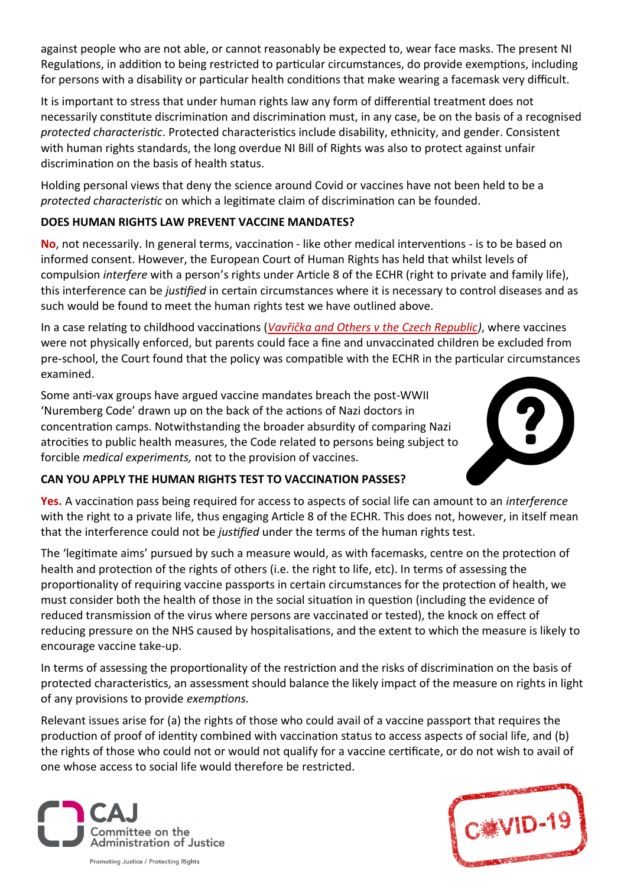against people who are not able, or cannot reasonably be expected to, wear face masks. The present NI Regulations, in addition to being restricted to particular circumstances, do provide exemptions, including for persons with a disability or particular health conditions that make wearing a facemask very difficult.

It is important to stress that under human rights law any form of differential treatment does not necessarily constitute discrimination and discrimination must, in any case, be on the basis of a recognised *protected characteristic*. Protected characteristics include disability, ethnicity, and gender. Consistent with human rights standards, the long overdue NI Bill of Rights was also to protect against unfair discrimination on the basis of health status.

Holding personal views that deny the science around Covid or vaccines have not been held to be a *protected characteristic* on which a legitimate claim of discrimination can be founded.

### DOES HUMAN RIGHTS LAW PREVENT VACCINE MANDATES?

**No**, not necessarily. In general terms, vaccination - like other medical interventions - is to be based on informed consent. However, the European Court of Human Rights has held that whilst levels of compulsion *interfere* with a person's rights under Article 8 of the ECHR (right to private and family life), this interference can be *justified* in certain circumstances where it is necessary to control diseases and as such would be found to meet the human rights test we have outlined above.

In a case relating to childhood vaccinations (*Vavřička and Others v the Czech Republic*), where vaccines were not physically enforced, but parents could face a fine and unvaccinated children be excluded from pre-school, the Court found that the policy was compatible with the ECHR in the particular circumstances examined.

Some anti-vax groups have argued vaccine mandates breach the post-WWII 'Nuremberg Code' drawn up on the back of the actions of Nazi doctors in concentration camps. Notwithstanding the broader absurdity of comparing Nazi atrocities to public health measures, the Code related to persons being subject to forcible *medical experiments,* not to the provision of vaccines.

### CAN YOU APPLY THE HUMAN RIGHTS TEST TO VACCINATION PASSES?

**Yes.** A vaccination pass being required for access to aspects of social life can amount to an *interference* with the right to a private life, thus engaging Article 8 of the ECHR. This does not, however, in itself mean that the interference could not be *justified* under the terms of the human rights test.

The 'legitimate aims' pursued by such a measure would, as with facemasks, centre on the protection of health and protection of the rights of others (i.e. the right to life, etc). In terms of assessing the proportionality of requiring vaccine passports in certain circumstances for the protection of health, we must consider both the health of those in the social situation in question (including the evidence of reduced transmission of the virus where persons are vaccinated or tested), the knock on effect of reducing pressure on the NHS caused by hospitalisations, and the extent to which the measure is likely to encourage vaccine take-up.

In terms of assessing the proportionality of the restriction and the risks of discrimination on the basis of protected characteristics, an assessment should balance the likely impact of the measure on rights in light of any provisions to provide *exemptions*.

Relevant issues arise for (a) the rights of those who could avail of a vaccine passport that requires the production of proof of identity combined with vaccination status to access aspects of social life, and (b) the rights of those who could not or would not qualify for a vaccine certificate, or do not wish to avail of one whose access to social life would therefore be restricted.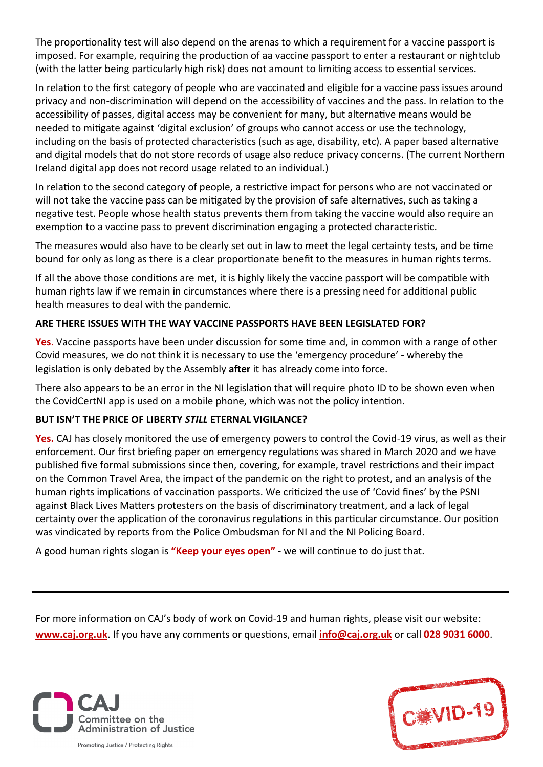The proportionality test will also depend on the arenas to which a requirement for a vaccine passport is imposed. For example, requiring the production of aa vaccine passport to enter a restaurant or nightclub (with the latter being particularly high risk) does not amount to limiting access to essential services.

In relation to the first category of people who are vaccinated and eligible for a vaccine pass issues around privacy and non-discrimination will depend on the accessibility of vaccines and the pass. In relation to the accessibility of passes, digital access may be convenient for many, but alternative means would be needed to mitigate against 'digital exclusion' of groups who cannot access or use the technology, including on the basis of protected characteristics (such as age, disability, etc). A paper based alternative and digital models that do not store records of usage also reduce privacy concerns. (The current Northern Ireland digital app does not record usage related to an individual.)

In relation to the second category of people, a restrictive impact for persons who are not vaccinated or will not take the vaccine pass can be mitigated by the provision of safe alternatives, such as taking a negative test. People whose health status prevents them from taking the vaccine would also require an exemption to a vaccine pass to prevent discrimination engaging a protected characteristic.

The measures would also have to be clearly set out in law to meet the legal certainty tests, and be time bound for only as long as there is a clear proportionate benefit to the measures in human rights terms.

If all the above those conditions are met, it is highly likely the vaccine passport will be compatible with human rights law if we remain in circumstances where there is a pressing need for additional public health measures to deal with the pandemic.

**ARE THERE ISSUES WITH THE WAY VACCINE PASSPORTS HAVE BEEN LEGISLATED FOR?**

**Yes**. Vaccine passports have been under discussion for some time and, in common with a range of other Covid measures, we do not think it is necessary to use the 'emergency procedure' - whereby the legislation is only debated by the Assembly **after** it has already come into force.

There also appears to be an error in the NI legislation that will require photo ID to be shown even when the CovidCertNI app is used on a mobile phone, which was not the policy intention.

**BUT ISN'T THE PRICE OF LIBERTY *STILL* ETERNAL VIGILANCE?**

**Yes.** CAJ has closely monitored the use of emergency powers to control the Covid-19 virus, as well as their enforcement. Our first briefing paper on emergency regulations was shared in March 2020 and we have published five formal submissions since then, covering, for example, travel restrictions and their impact on the Common Travel Area, the impact of the pandemic on the right to protest, and an analysis of the human rights implications of vaccination passports. We criticized the use of 'Covid fines' by the PSNI against Black Lives Matters protesters on the basis of discriminatory treatment, and a lack of legal certainty over the application of the coronavirus regulations in this particular circumstance. Our position was vindicated by reports from the Police Ombudsman for NI and the NI Policing Board.

A good human rights slogan is **"Keep your eyes open"** - we will continue to do just that.

---

For more information on CAJ's body of work on Covid-19 and human rights, please visit our website: **www.caj.org.uk**. If you have any comments or questions, email **info@caj.org.uk** or call **028 9031 6000**.

CAJ Committee on the Administration of Justice

Promoting Justice / Protecting Rights

COVID-19